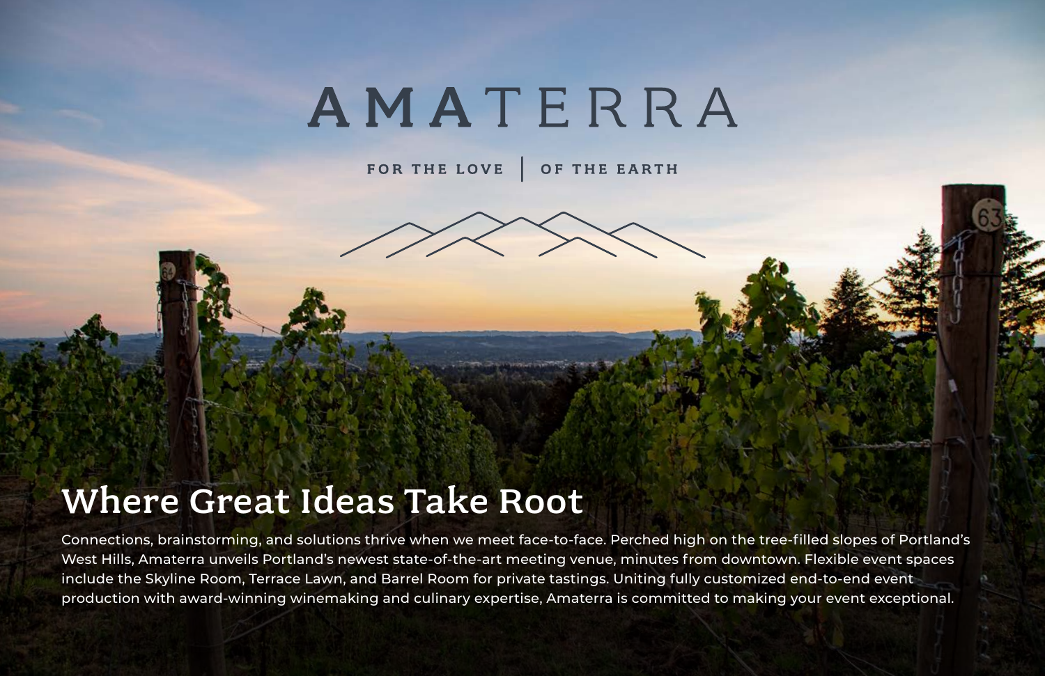# AMATERRA

FOR THE LOVE | OF THE EARTH

## Where Great Ideas Take Root

Connections, brainstorming, and solutions thrive when we meet face-to-face. Perched high on the tree-filled slopes of Portland's West Hills, Amaterra unveils Portland's newest state-of-the-art meeting venue, minutes from downtown. Flexible event spaces include the Skyline Room, Terrace Lawn, and Barrel Room for private tastings. Uniting fully customized end-to-end event production with award-winning winemaking and culinary expertise, Amaterra is committed to making your event exceptional.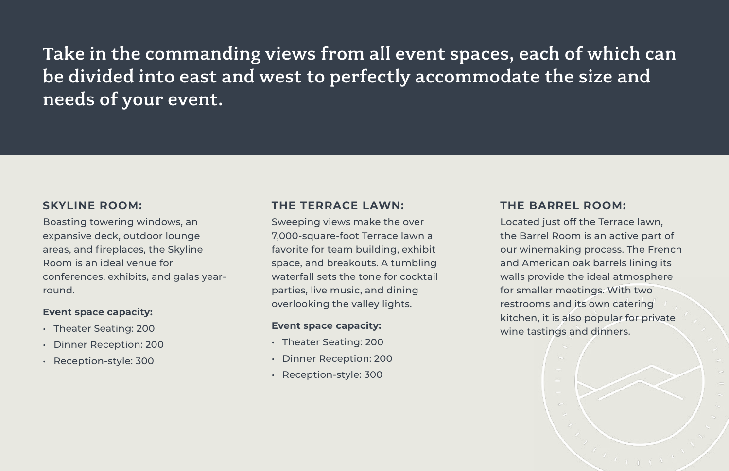# Take in the commanding views from all event spaces, each of which can be divided into east and west to perfectly accommodate the size and needs of your event.

### SKYLINE ROOM:

Boasting towering windows, an expansive deck, outdoor lounge areas, and fireplaces, the Skyline Room is an ideal venue for conferences, exhibits, and galas year-round.

**Event space capacity:**

- Theater Seating: 200
- Dinner Reception: 200
- Reception-style: 300

### THE TERRACE LAWN:

Sweeping views make the over 7,000-square-foot Terrace lawn a favorite for team building, exhibit space, and breakouts. A tumbling waterfall sets the tone for cocktail parties, live music, and dining overlooking the valley lights.

**Event space capacity:**

- Theater Seating: 200
- Dinner Reception: 200
- Reception-style: 300

### THE BARREL ROOM:

Located just off the Terrace lawn, the Barrel Room is an active part of our winemaking process. The French and American oak barrels lining its walls provide the ideal atmosphere for smaller meetings. With two restrooms and its own catering kitchen, it is also popular for private wine tastings and dinners.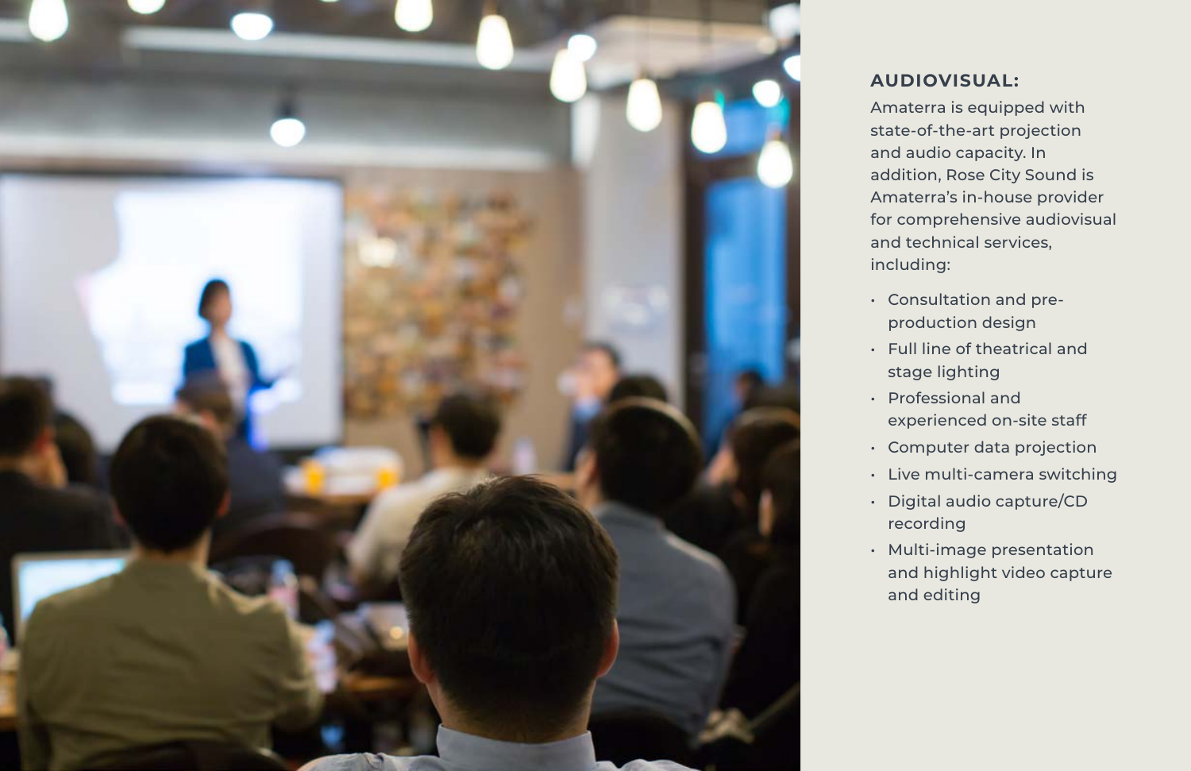## AUDIOVISUAL:

Amaterra is equipped with state-of-the-art projection and audio capacity. In addition, Rose City Sound is Amaterra's in-house provider for comprehensive audiovisual and technical services, including:

- Consultation and pre-production design
- Full line of theatrical and stage lighting
- Professional and experienced on-site staff
- Computer data projection
- Live multi-camera switching
- Digital audio capture/CD recording
- Multi-image presentation and highlight video capture and editing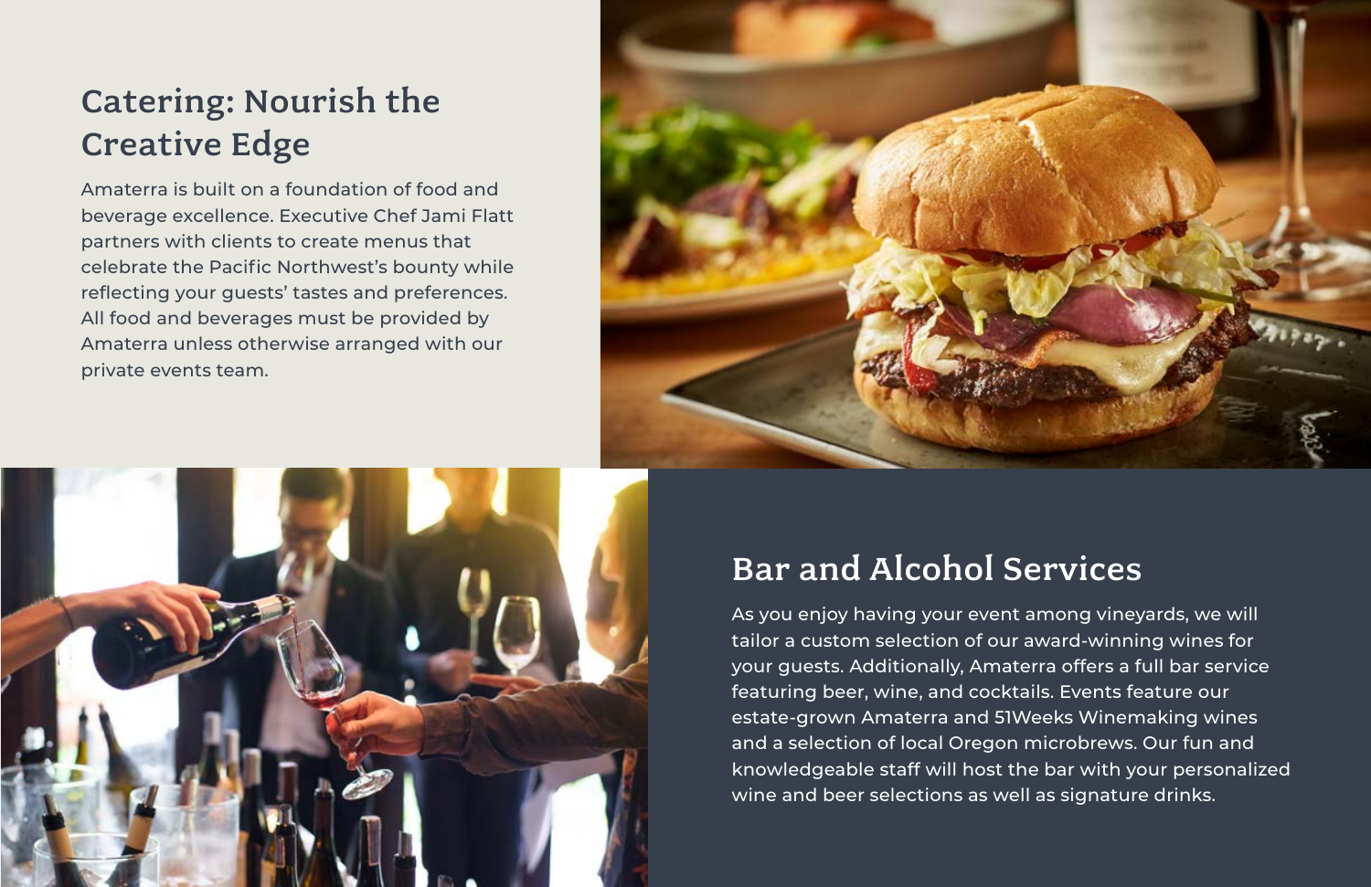## Catering: Nourish the Creative Edge

Amaterra is built on a foundation of food and beverage excellence. Executive Chef Jami Flatt partners with clients to create menus that celebrate the Pacific Northwest's bounty while reflecting your guests' tastes and preferences. All food and beverages must be provided by Amaterra unless otherwise arranged with our private events team.

## Bar and Alcohol Services

As you enjoy having your event among vineyards, we will tailor a custom selection of our award-winning wines for your guests. Additionally, Amaterra offers a full bar service featuring beer, wine, and cocktails. Events feature our estate-grown Amaterra and 51Weeks Winemaking wines and a selection of local Oregon microbrews. Our fun and knowledgeable staff will host the bar with your personalized wine and beer selections as well as signature drinks.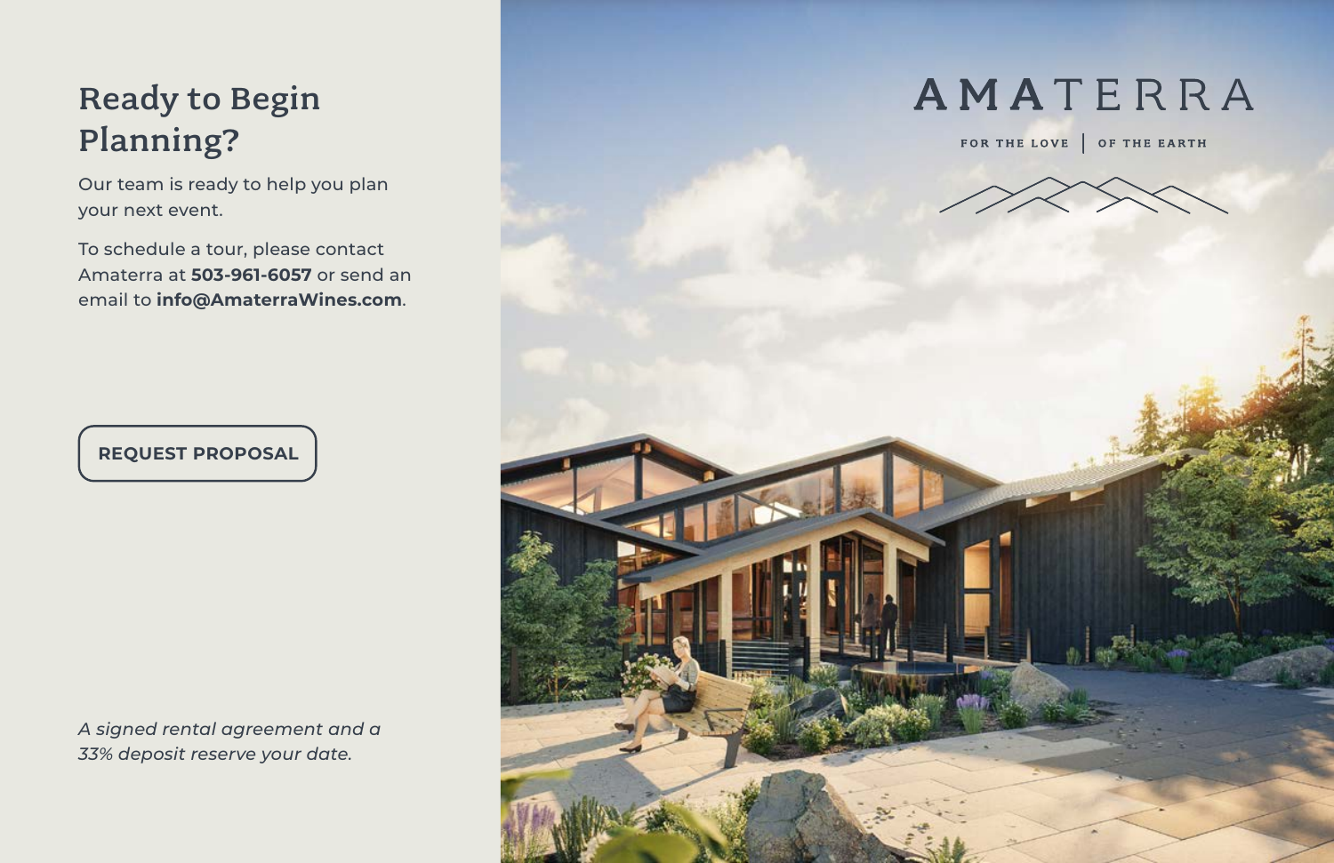## Ready to Begin Planning?

Our team is ready to help you plan your next event.

To schedule a tour, please contact Amaterra at **503-961-6057** or send an email to **info@AmaterraWines.com**.

**REQUEST PROPOSAL**

*A signed rental agreement and a 33% deposit reserve your date.*

AMATERRA

FOR THE LOVE | OF THE EARTH